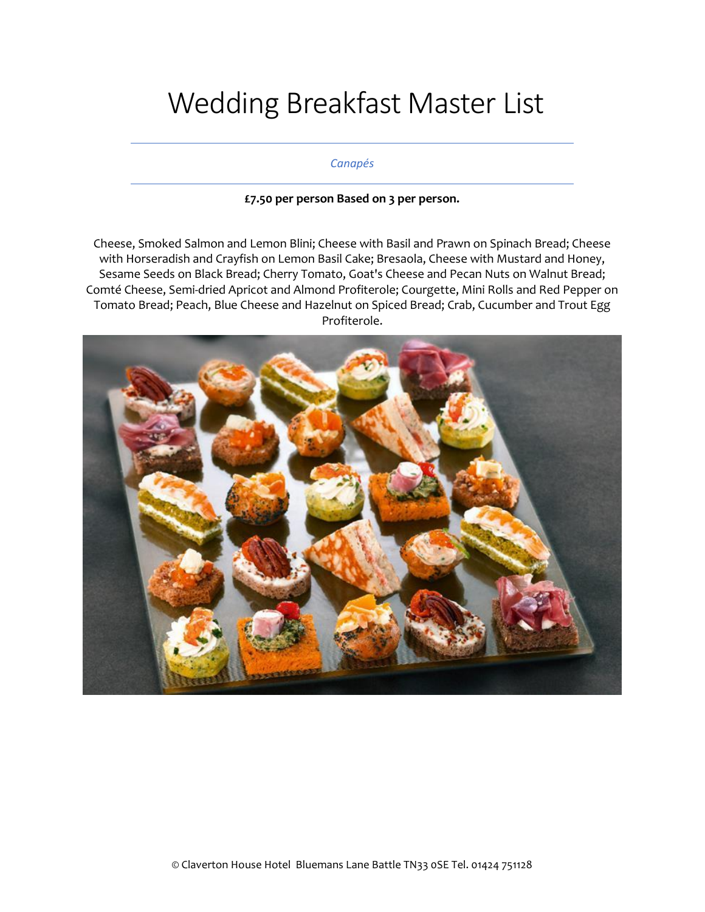# Wedding Breakfast Master List

*Canapés*

**£7.50 per person Based on 3 per person.**

Cheese, Smoked Salmon and Lemon Blini; Cheese with Basil and Prawn on Spinach Bread; Cheese with Horseradish and Crayfish on Lemon Basil Cake; Bresaola, Cheese with Mustard and Honey, Sesame Seeds on Black Bread; Cherry Tomato, Goat's Cheese and Pecan Nuts on Walnut Bread; Comté Cheese, Semi-dried Apricot and Almond Profiterole; Courgette, Mini Rolls and Red Pepper on Tomato Bread; Peach, Blue Cheese and Hazelnut on Spiced Bread; Crab, Cucumber and Trout Egg Profiterole.

© Claverton House Hotel Bluemans Lane Battle TN33 0SE Tel. 01424 751128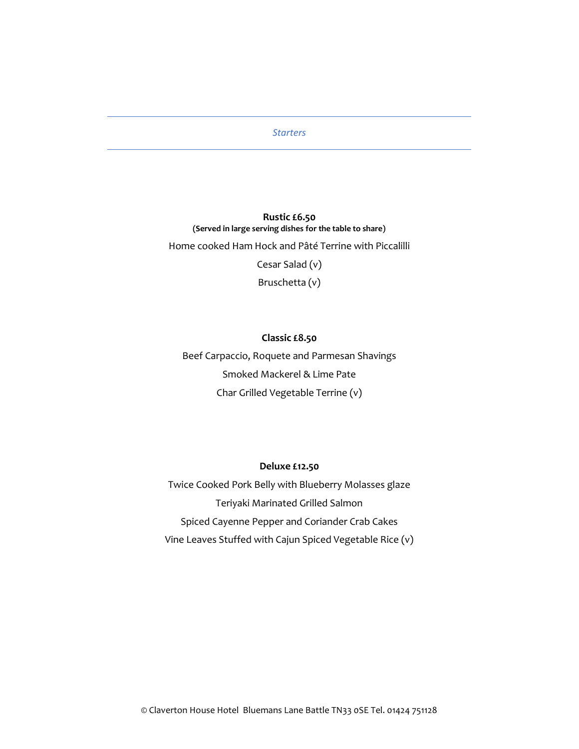## *Starters*

**Rustic £6.50**
**(Served in large serving dishes for the table to share)**

Home cooked Ham Hock and Pâté Terrine with Piccalilli

Cesar Salad (v)

Bruschetta (v)

**Classic £8.50**

Beef Carpaccio, Roquete and Parmesan Shavings

Smoked Mackerel & Lime Pate

Char Grilled Vegetable Terrine (v)

**Deluxe £12.50**

Twice Cooked Pork Belly with Blueberry Molasses glaze

Teriyaki Marinated Grilled Salmon

Spiced Cayenne Pepper and Coriander Crab Cakes

Vine Leaves Stuffed with Cajun Spiced Vegetable Rice (v)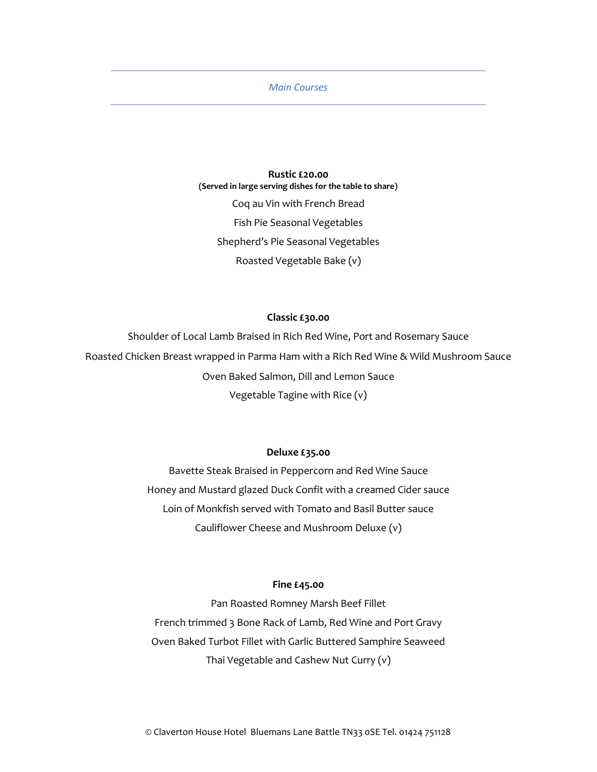## *Main Courses*

**Rustic £20.00**
**(Served in large serving dishes for the table to share)**

Coq au Vin with French Bread

Fish Pie Seasonal Vegetables

Shepherd's Pie Seasonal Vegetables

Roasted Vegetable Bake (v)

**Classic £30.00**

Shoulder of Local Lamb Braised in Rich Red Wine, Port and Rosemary Sauce

Roasted Chicken Breast wrapped in Parma Ham with a Rich Red Wine & Wild Mushroom Sauce

Oven Baked Salmon, Dill and Lemon Sauce

Vegetable Tagine with Rice (v)

**Deluxe £35.00**

Bavette Steak Braised in Peppercorn and Red Wine Sauce

Honey and Mustard glazed Duck Confit with a creamed Cider sauce

Loin of Monkfish served with Tomato and Basil Butter sauce

Cauliflower Cheese and Mushroom Deluxe (v)

**Fine £45.00**

Pan Roasted Romney Marsh Beef Fillet

French trimmed 3 Bone Rack of Lamb, Red Wine and Port Gravy

Oven Baked Turbot Fillet with Garlic Buttered Samphire Seaweed

Thai Vegetable and Cashew Nut Curry (v)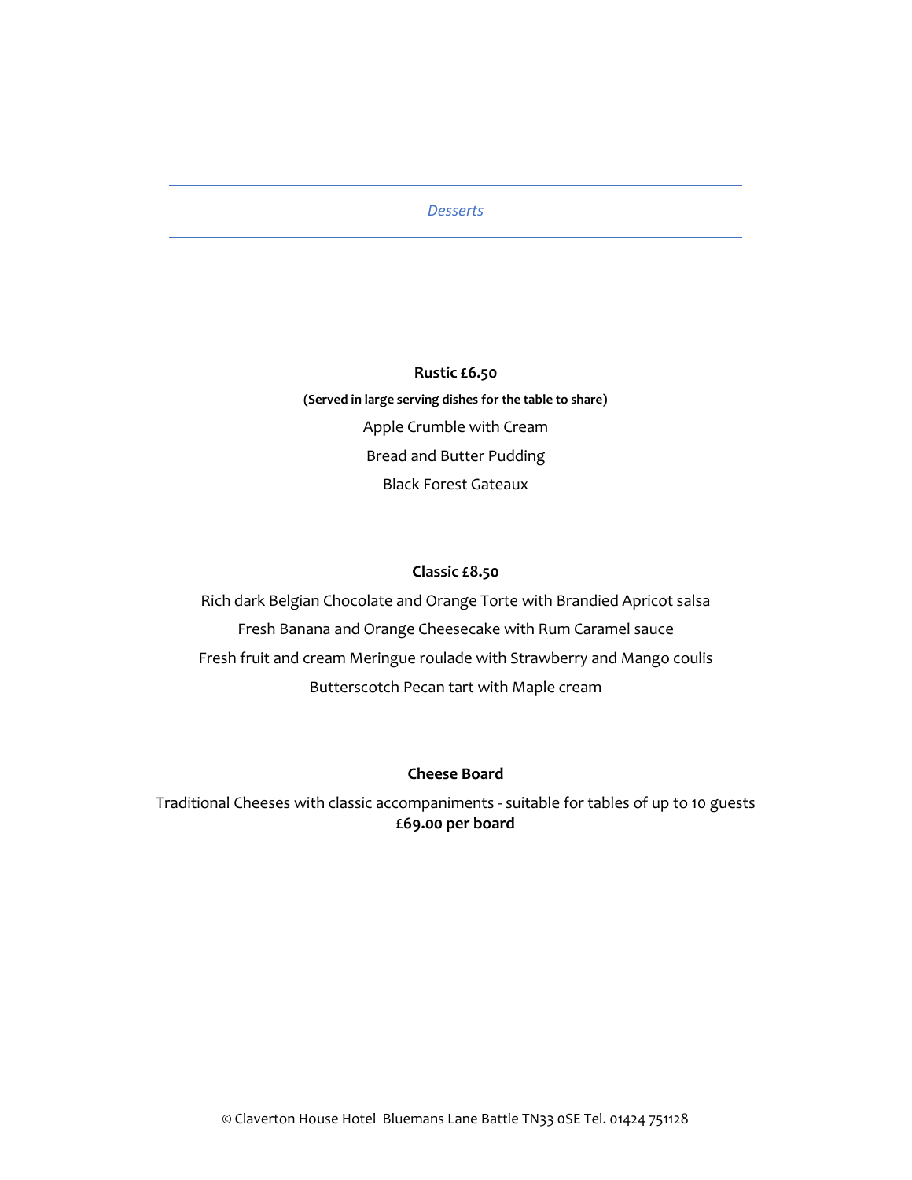## *Desserts*

### Rustic £6.50

**(Served in large serving dishes for the table to share)**

Apple Crumble with Cream

Bread and Butter Pudding

Black Forest Gateaux

### Classic £8.50

Rich dark Belgian Chocolate and Orange Torte with Brandied Apricot salsa

Fresh Banana and Orange Cheesecake with Rum Caramel sauce

Fresh fruit and cream Meringue roulade with Strawberry and Mango coulis

Butterscotch Pecan tart with Maple cream

### Cheese Board

Traditional Cheeses with classic accompaniments - suitable for tables of up to 10 guests
**£69.00 per board**

© Claverton House Hotel Bluemans Lane Battle TN33 0SE Tel. 01424 751128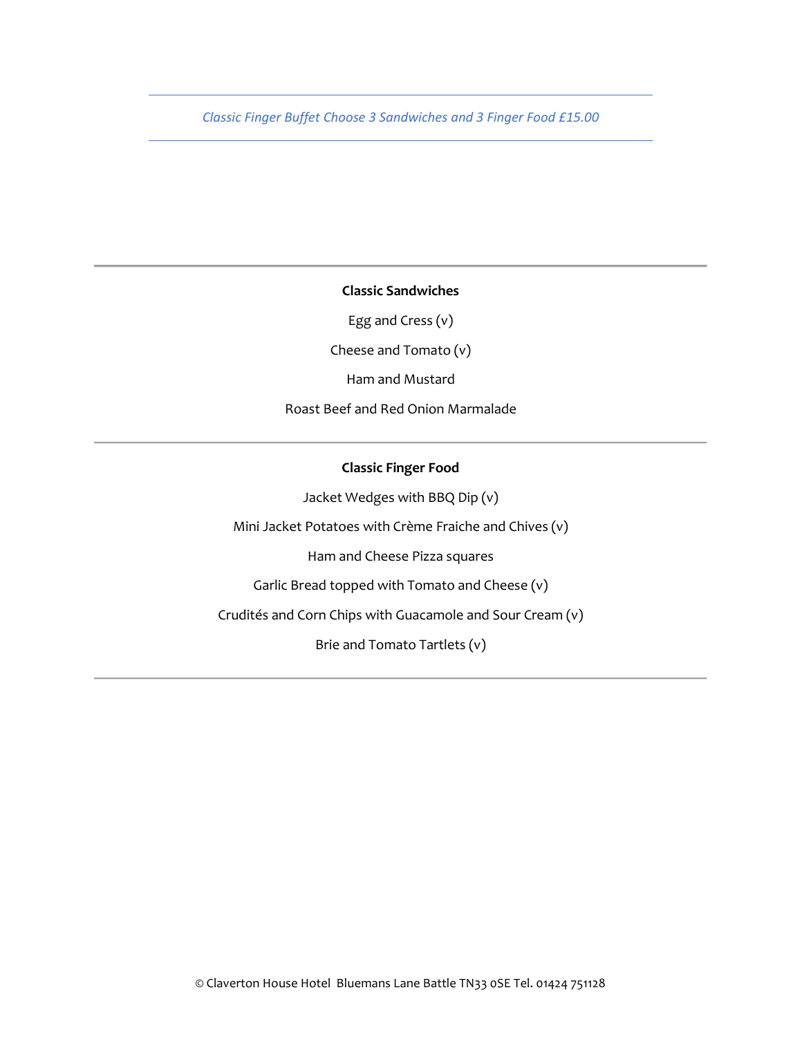*Classic Finger Buffet Choose 3 Sandwiches and 3 Finger Food £15.00*

---

**Classic Sandwiches**

Egg and Cress (v)

Cheese and Tomato (v)

Ham and Mustard

Roast Beef and Red Onion Marmalade

---

**Classic Finger Food**

Jacket Wedges with BBQ Dip (v)

Mini Jacket Potatoes with Crème Fraiche and Chives (v)

Ham and Cheese Pizza squares

Garlic Bread topped with Tomato and Cheese (v)

Crudités and Corn Chips with Guacamole and Sour Cream (v)

Brie and Tomato Tartlets (v)

---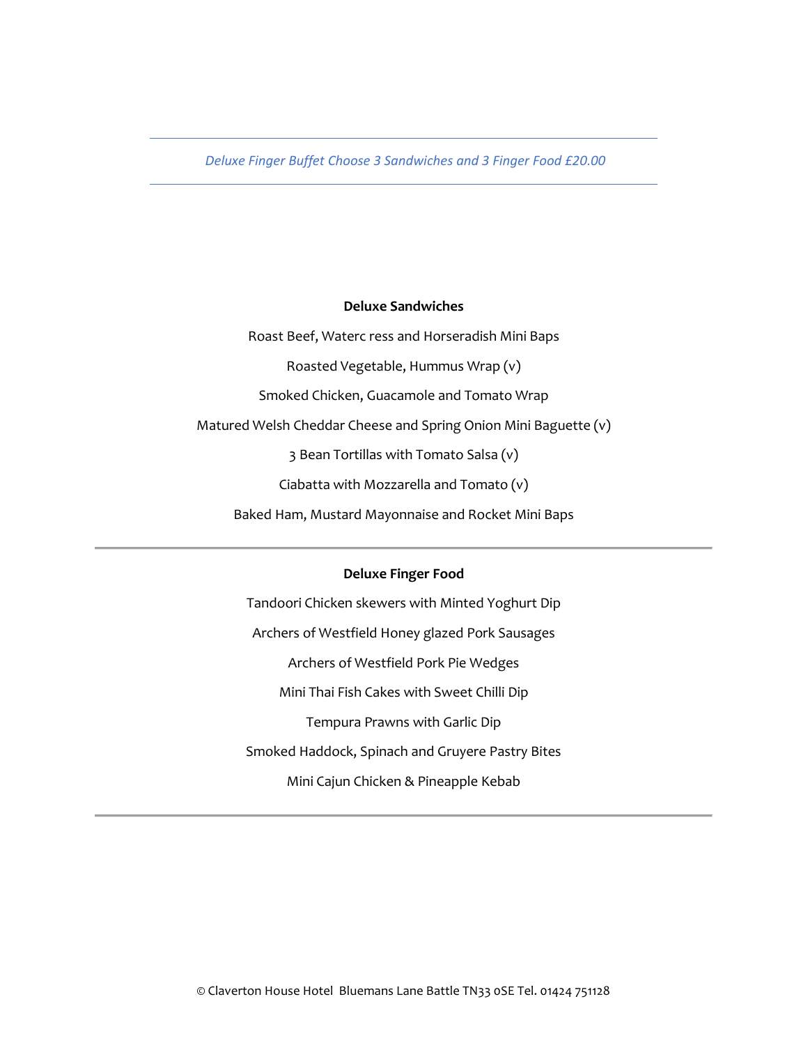*Deluxe Finger Buffet Choose 3 Sandwiches and 3 Finger Food £20.00*

---

**Deluxe Sandwiches**

Roast Beef, Waterc ress and Horseradish Mini Baps

Roasted Vegetable, Hummus Wrap (v)

Smoked Chicken, Guacamole and Tomato Wrap

Matured Welsh Cheddar Cheese and Spring Onion Mini Baguette (v)

3 Bean Tortillas with Tomato Salsa (v)

Ciabatta with Mozzarella and Tomato (v)

Baked Ham, Mustard Mayonnaise and Rocket Mini Baps

---

**Deluxe Finger Food**

Tandoori Chicken skewers with Minted Yoghurt Dip

Archers of Westfield Honey glazed Pork Sausages

Archers of Westfield Pork Pie Wedges

Mini Thai Fish Cakes with Sweet Chilli Dip

Tempura Prawns with Garlic Dip

Smoked Haddock, Spinach and Gruyere Pastry Bites

Mini Cajun Chicken & Pineapple Kebab

---

© Claverton House Hotel Bluemans Lane Battle TN33 0SE Tel. 01424 751128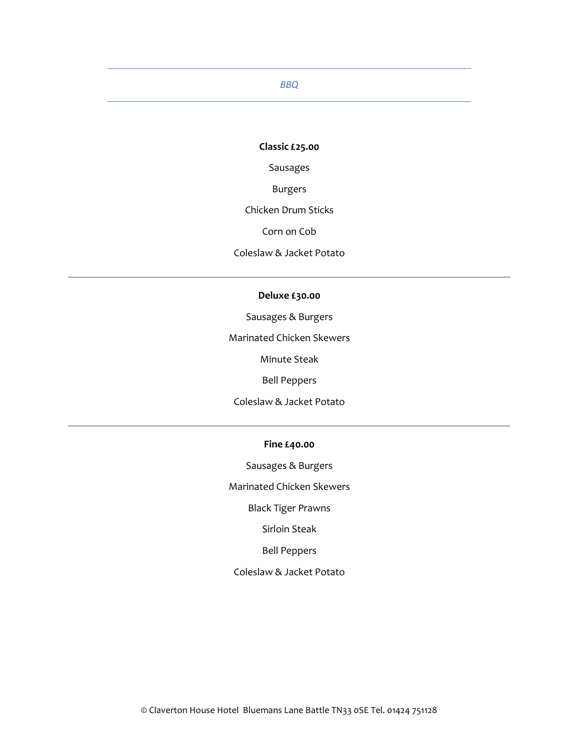*BBQ*

---

**Classic £25.00**

Sausages

Burgers

Chicken Drum Sticks

Corn on Cob

Coleslaw & Jacket Potato

---

**Deluxe £30.00**

Sausages & Burgers

Marinated Chicken Skewers

Minute Steak

Bell Peppers

Coleslaw & Jacket Potato

---

**Fine £40.00**

Sausages & Burgers

Marinated Chicken Skewers

Black Tiger Prawns

Sirloin Steak

Bell Peppers

Coleslaw & Jacket Potato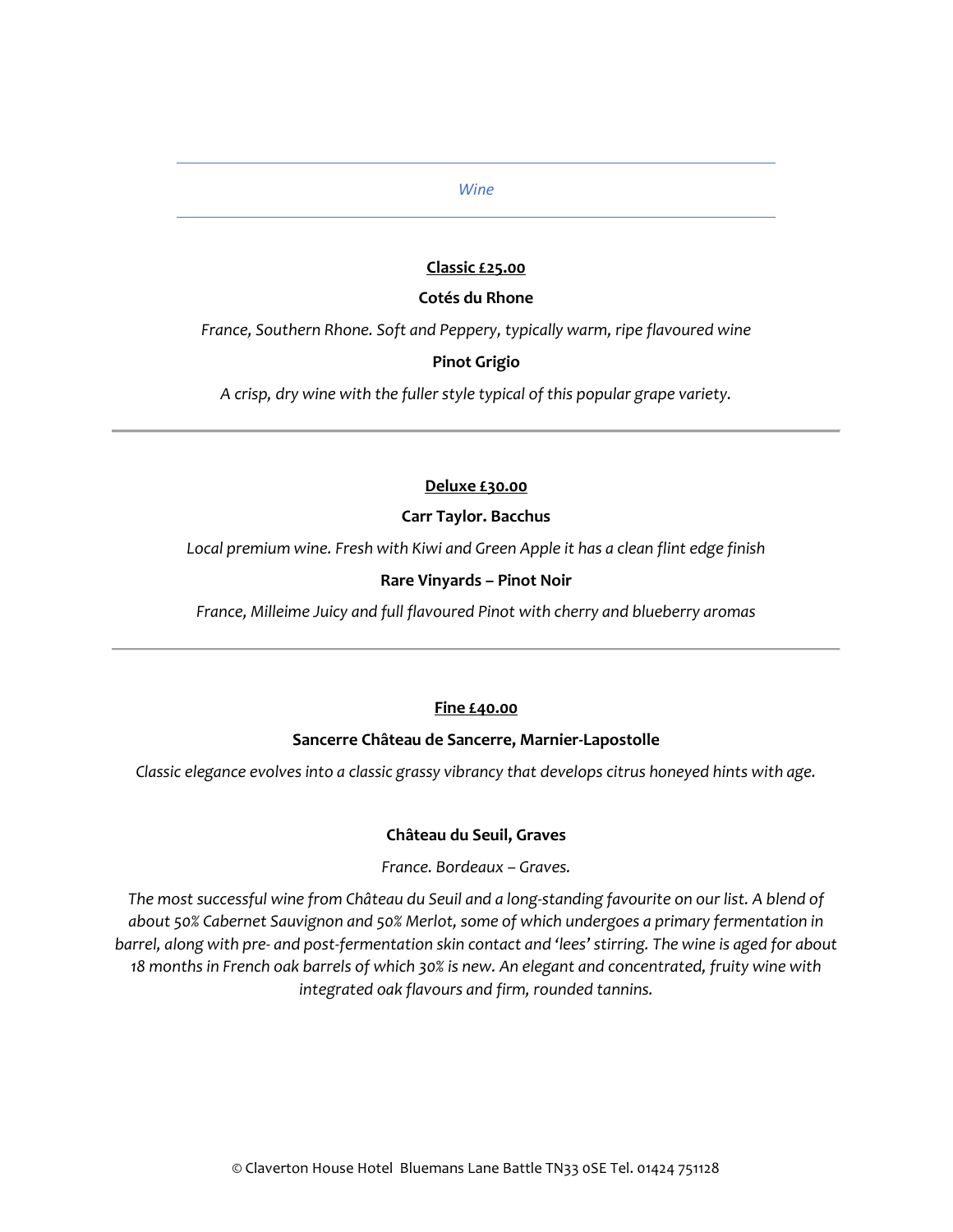*Wine*

---

**<u>Classic £25.00</u>**

**Cotés du Rhone**

*France, Southern Rhone. Soft and Peppery, typically warm, ripe flavoured wine*

**Pinot Grigio**

*A crisp, dry wine with the fuller style typical of this popular grape variety.*

---

**<u>Deluxe £30.00</u>**

**Carr Taylor. Bacchus**

*Local premium wine. Fresh with Kiwi and Green Apple it has a clean flint edge finish*

**Rare Vinyards – Pinot Noir**

*France, Milleime Juicy and full flavoured Pinot with cherry and blueberry aromas*

---

**<u>Fine £40.00</u>**

**Sancerre Château de Sancerre, Marnier-Lapostolle**

*Classic elegance evolves into a classic grassy vibrancy that develops citrus honeyed hints with age.*

**Château du Seuil, Graves**

*France. Bordeaux – Graves.*

*The most successful wine from Château du Seuil and a long-standing favourite on our list. A blend of about 50% Cabernet Sauvignon and 50% Merlot, some of which undergoes a primary fermentation in barrel, along with pre- and post-fermentation skin contact and 'lees' stirring. The wine is aged for about 18 months in French oak barrels of which 30% is new. An elegant and concentrated, fruity wine with integrated oak flavours and firm, rounded tannins.*